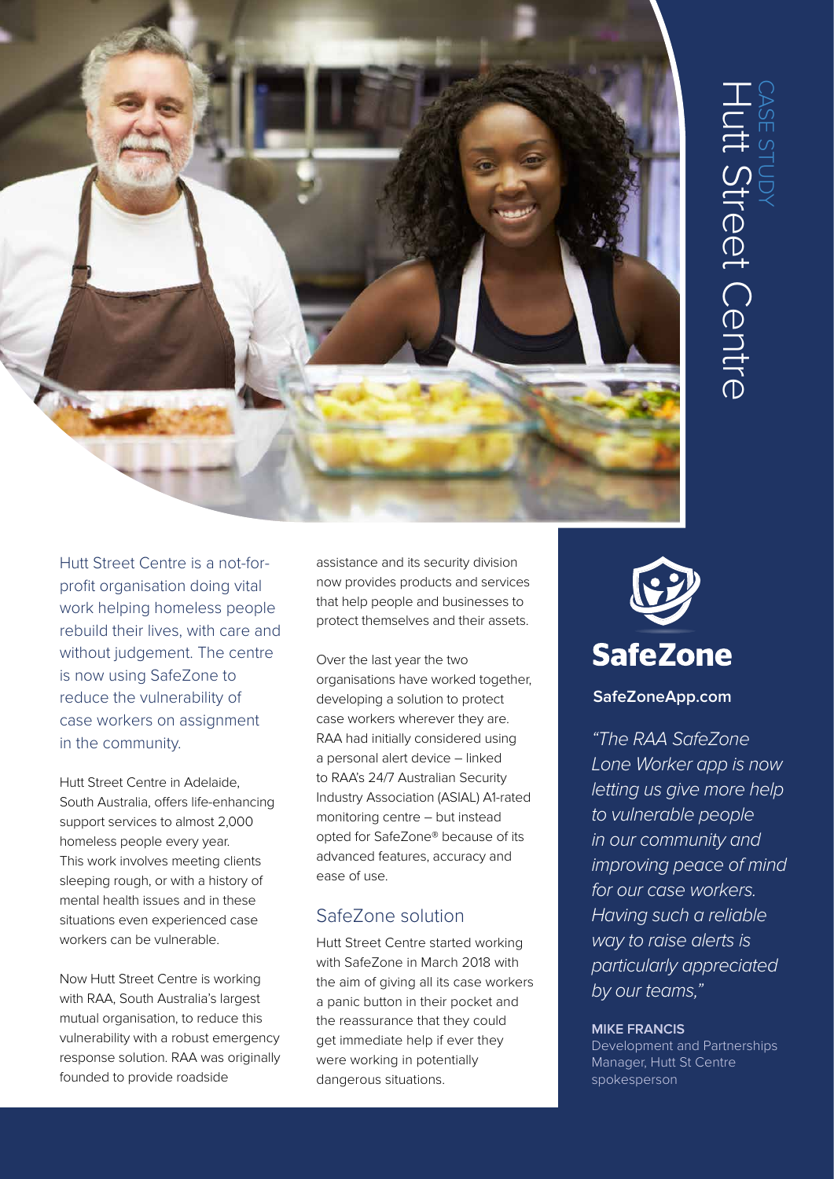CASE STUDY

# Hutt Street Centre

Hutt Street Centre is a not-for-profit organisation doing vital work helping homeless people rebuild their lives, with care and without judgement. The centre is now using SafeZone to reduce the vulnerability of case workers on assignment in the community.

Hutt Street Centre in Adelaide, South Australia, offers life-enhancing support services to almost 2,000 homeless people every year. This work involves meeting clients sleeping rough, or with a history of mental health issues and in these situations even experienced case workers can be vulnerable.

Now Hutt Street Centre is working with RAA, South Australia's largest mutual organisation, to reduce this vulnerability with a robust emergency response solution. RAA was originally founded to provide roadside assistance and its security division now provides products and services that help people and businesses to protect themselves and their assets.

Over the last year the two organisations have worked together, developing a solution to protect case workers wherever they are. RAA had initially considered using a personal alert device – linked to RAA's 24/7 Australian Security Industry Association (ASIAL) A1-rated monitoring centre – but instead opted for SafeZone® because of its advanced features, accuracy and ease of use.

## SafeZone solution

Hutt Street Centre started working with SafeZone in March 2018 with the aim of giving all its case workers a panic button in their pocket and the reassurance that they could get immediate help if ever they were working in potentially dangerous situations.

**SafeZone**

**SafeZoneApp.com**

*"The RAA SafeZone Lone Worker app is now letting us give more help to vulnerable people in our community and improving peace of mind for our case workers. Having such a reliable way to raise alerts is particularly appreciated by our teams,"*

**MIKE FRANCIS**
Development and Partnerships Manager, Hutt St Centre spokesperson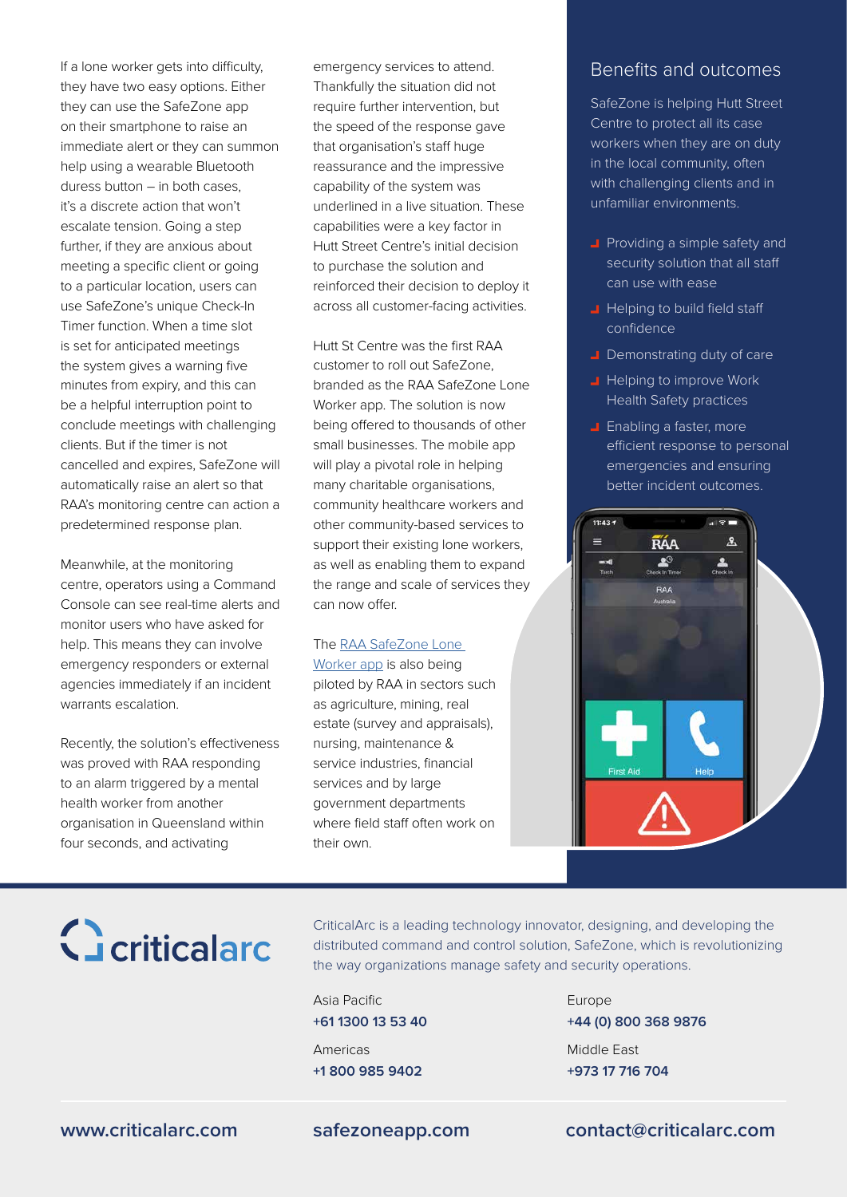If a lone worker gets into difficulty, they have two easy options. Either they can use the SafeZone app on their smartphone to raise an immediate alert or they can summon help using a wearable Bluetooth duress button – in both cases, it's a discrete action that won't escalate tension. Going a step further, if they are anxious about meeting a specific client or going to a particular location, users can use SafeZone's unique Check-In Timer function. When a time slot is set for anticipated meetings the system gives a warning five minutes from expiry, and this can be a helpful interruption point to conclude meetings with challenging clients. But if the timer is not cancelled and expires, SafeZone will automatically raise an alert so that RAA's monitoring centre can action a predetermined response plan.

Meanwhile, at the monitoring centre, operators using a Command Console can see real-time alerts and monitor users who have asked for help. This means they can involve emergency responders or external agencies immediately if an incident warrants escalation.

Recently, the solution's effectiveness was proved with RAA responding to an alarm triggered by a mental health worker from another organisation in Queensland within four seconds, and activating emergency services to attend. Thankfully the situation did not require further intervention, but the speed of the response gave that organisation's staff huge reassurance and the impressive capability of the system was underlined in a live situation. These capabilities were a key factor in Hutt Street Centre's initial decision to purchase the solution and reinforced their decision to deploy it across all customer-facing activities.

Hutt St Centre was the first RAA customer to roll out SafeZone, branded as the RAA SafeZone Lone Worker app. The solution is now being offered to thousands of other small businesses. The mobile app will play a pivotal role in helping many charitable organisations, community healthcare workers and other community-based services to support their existing lone workers, as well as enabling them to expand the range and scale of services they can now offer.

The RAA SafeZone Lone Worker app is also being piloted by RAA in sectors such as agriculture, mining, real estate (survey and appraisals), nursing, maintenance & service industries, financial services and by large government departments where field staff often work on their own.

## Benefits and outcomes

SafeZone is helping Hutt Street Centre to protect all its case workers when they are on duty in the local community, often with challenging clients and in unfamiliar environments.

- Providing a simple safety and security solution that all staff can use with ease
- Helping to build field staff confidence
- Demonstrating duty of care
- Helping to improve Work Health Safety practices
- Enabling a faster, more efficient response to personal emergencies and ensuring better incident outcomes.

criticalarc

CriticalArc is a leading technology innovator, designing, and developing the distributed command and control solution, SafeZone, which is revolutionizing the way organizations manage safety and security operations.

Asia Pacific
**+61 1300 13 53 40**

Americas
**+1 800 985 9402**

Europe
**+44 (0) 800 368 9876**

Middle East
**+973 17 716 704**

**www.criticalarc.com** **safezoneapp.com** **contact@criticalarc.com**